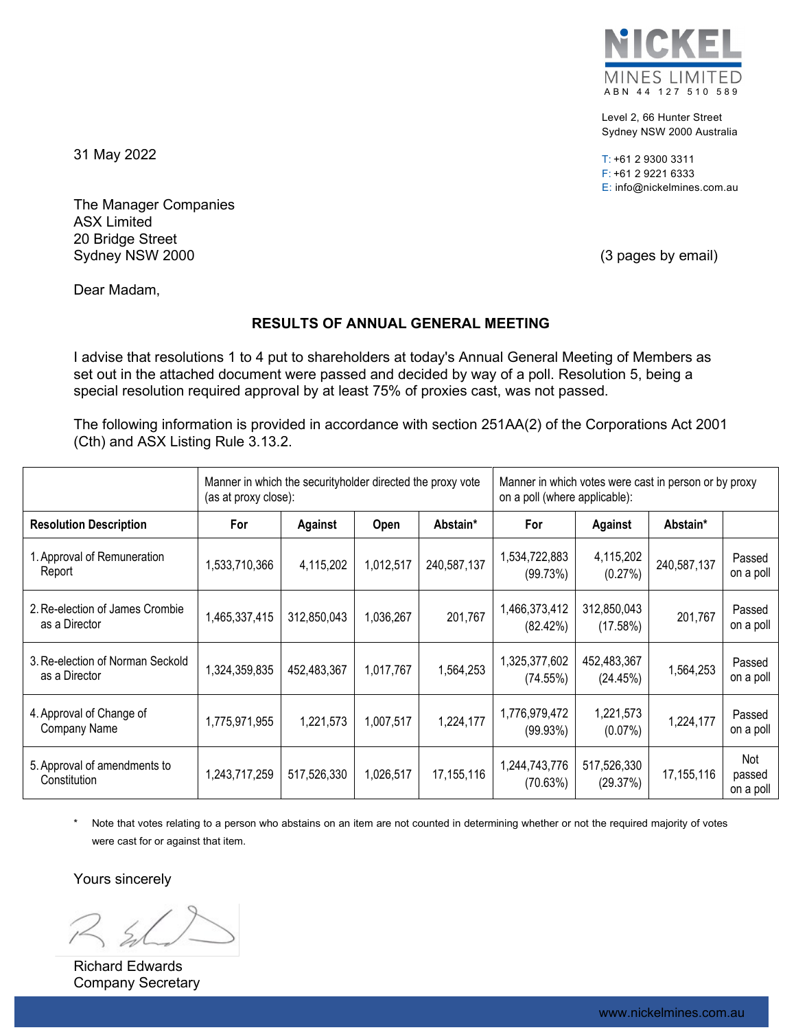NICKEL MINES LIMITED
ABN 44 127 510 589

Level 2, 66 Hunter Street
Sydney NSW 2000 Australia

T: +61 2 9300 3311
F: +61 2 9221 6333
E: info@nickelmines.com.au

31 May 2022

The Manager Companies
ASX Limited
20 Bridge Street
Sydney NSW 2000

(3 pages by email)

Dear Madam,

**RESULTS OF ANNUAL GENERAL MEETING**

I advise that resolutions 1 to 4 put to shareholders at today's Annual General Meeting of Members as set out in the attached document were passed and decided by way of a poll. Resolution 5, being a special resolution required approval by at least 75% of proxies cast, was not passed.

The following information is provided in accordance with section 251AA(2) of the Corporations Act 2001 (Cth) and ASX Listing Rule 3.13.2.

| | Manner in which the securityholder directed the proxy vote (as at proxy close): | | | | Manner in which votes were cast in person or by proxy on a poll (where applicable): | | | |
|---|---|---|---|---|---|---|---|---|
| **Resolution Description** | **For** | **Against** | **Open** | **Abstain*** | **For** | **Against** | **Abstain*** | |
| 1. Approval of Remuneration Report | 1,533,710,366 | 4,115,202 | 1,012,517 | 240,587,137 | 1,534,722,883 (99.73%) | 4,115,202 (0.27%) | 240,587,137 | Passed on a poll |
| 2. Re-election of James Crombie as a Director | 1,465,337,415 | 312,850,043 | 1,036,267 | 201,767 | 1,466,373,412 (82.42%) | 312,850,043 (17.58%) | 201,767 | Passed on a poll |
| 3. Re-election of Norman Seckold as a Director | 1,324,359,835 | 452,483,367 | 1,017,767 | 1,564,253 | 1,325,377,602 (74.55%) | 452,483,367 (24.45%) | 1,564,253 | Passed on a poll |
| 4. Approval of Change of Company Name | 1,775,971,955 | 1,221,573 | 1,007,517 | 1,224,177 | 1,776,979,472 (99.93%) | 1,221,573 (0.07%) | 1,224,177 | Passed on a poll |
| 5. Approval of amendments to Constitution | 1,243,717,259 | 517,526,330 | 1,026,517 | 17,155,116 | 1,244,743,776 (70.63%) | 517,526,330 (29.37%) | 17,155,116 | Not passed on a poll |

\* Note that votes relating to a person who abstains on an item are not counted in determining whether or not the required majority of votes were cast for or against that item.

Yours sincerely

Richard Edwards
Company Secretary

www.nickelmines.com.au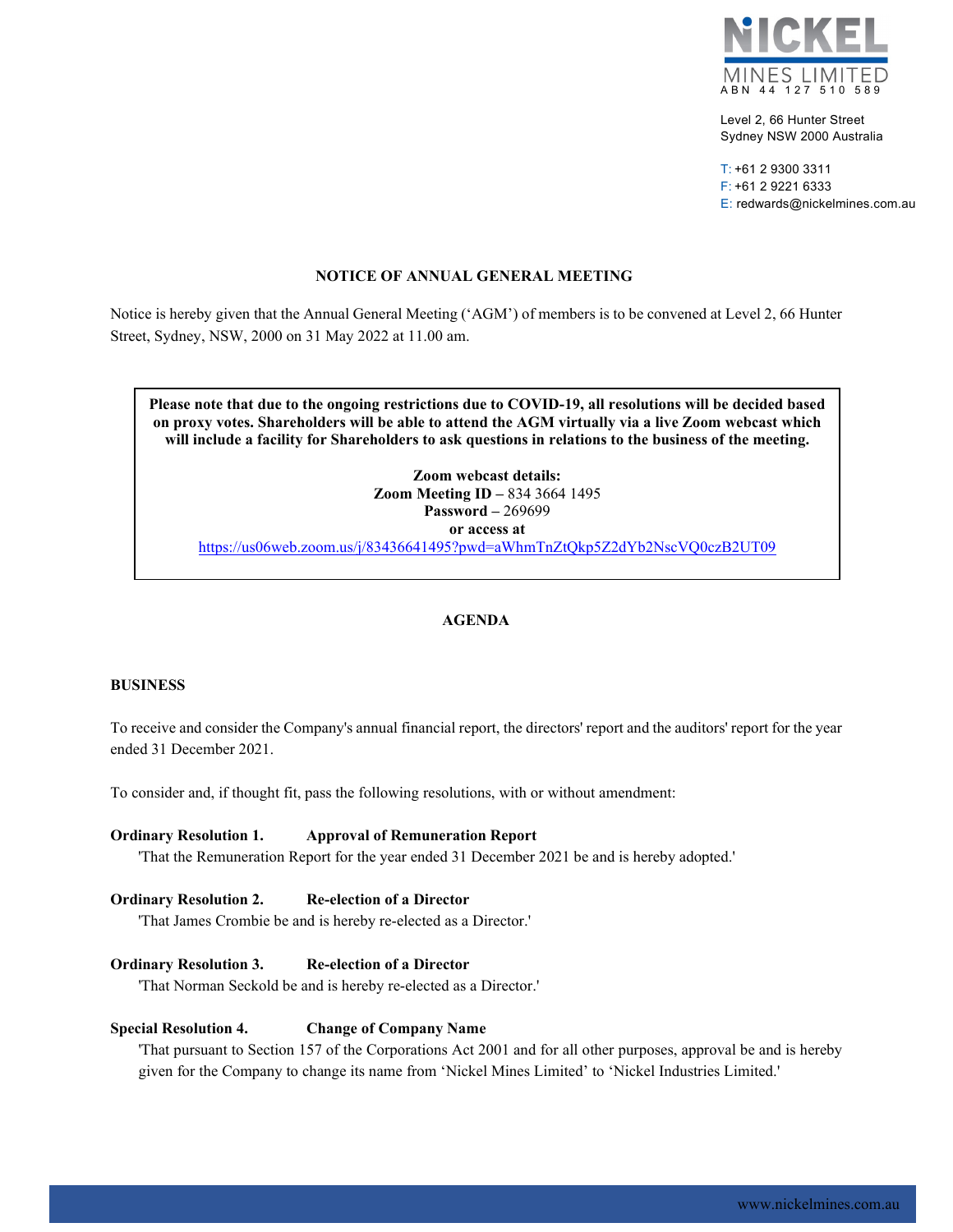NICKEL MINES LIMITED
ABN 44 127 510 589

Level 2, 66 Hunter Street
Sydney NSW 2000 Australia

T: +61 2 9300 3311
F: +61 2 9221 6333
E: redwards@nickelmines.com.au

## NOTICE OF ANNUAL GENERAL MEETING

Notice is hereby given that the Annual General Meeting ('AGM') of members is to be convened at Level 2, 66 Hunter Street, Sydney, NSW, 2000 on 31 May 2022 at 11.00 am.

> **Please note that due to the ongoing restrictions due to COVID-19, all resolutions will be decided based on proxy votes. Shareholders will be able to attend the AGM virtually via a live Zoom webcast which will include a facility for Shareholders to ask questions in relations to the business of the meeting.**
>
> **Zoom webcast details:**
> **Zoom Meeting ID –** 834 3664 1495
> **Password –** 269699
> **or access at**
> https://us06web.zoom.us/j/83436641495?pwd=aWhmTnZtQkp5Z2dYb2NscVQ0czB2UT09

## AGENDA

### BUSINESS

To receive and consider the Company's annual financial report, the directors' report and the auditors' report for the year ended 31 December 2021.

To consider and, if thought fit, pass the following resolutions, with or without amendment:

**Ordinary Resolution 1. Approval of Remuneration Report**
'That the Remuneration Report for the year ended 31 December 2021 be and is hereby adopted.'

**Ordinary Resolution 2. Re-election of a Director**
'That James Crombie be and is hereby re-elected as a Director.'

**Ordinary Resolution 3. Re-election of a Director**
'That Norman Seckold be and is hereby re-elected as a Director.'

**Special Resolution 4. Change of Company Name**
'That pursuant to Section 157 of the Corporations Act 2001 and for all other purposes, approval be and is hereby given for the Company to change its name from 'Nickel Mines Limited' to 'Nickel Industries Limited.'

www.nickelmines.com.au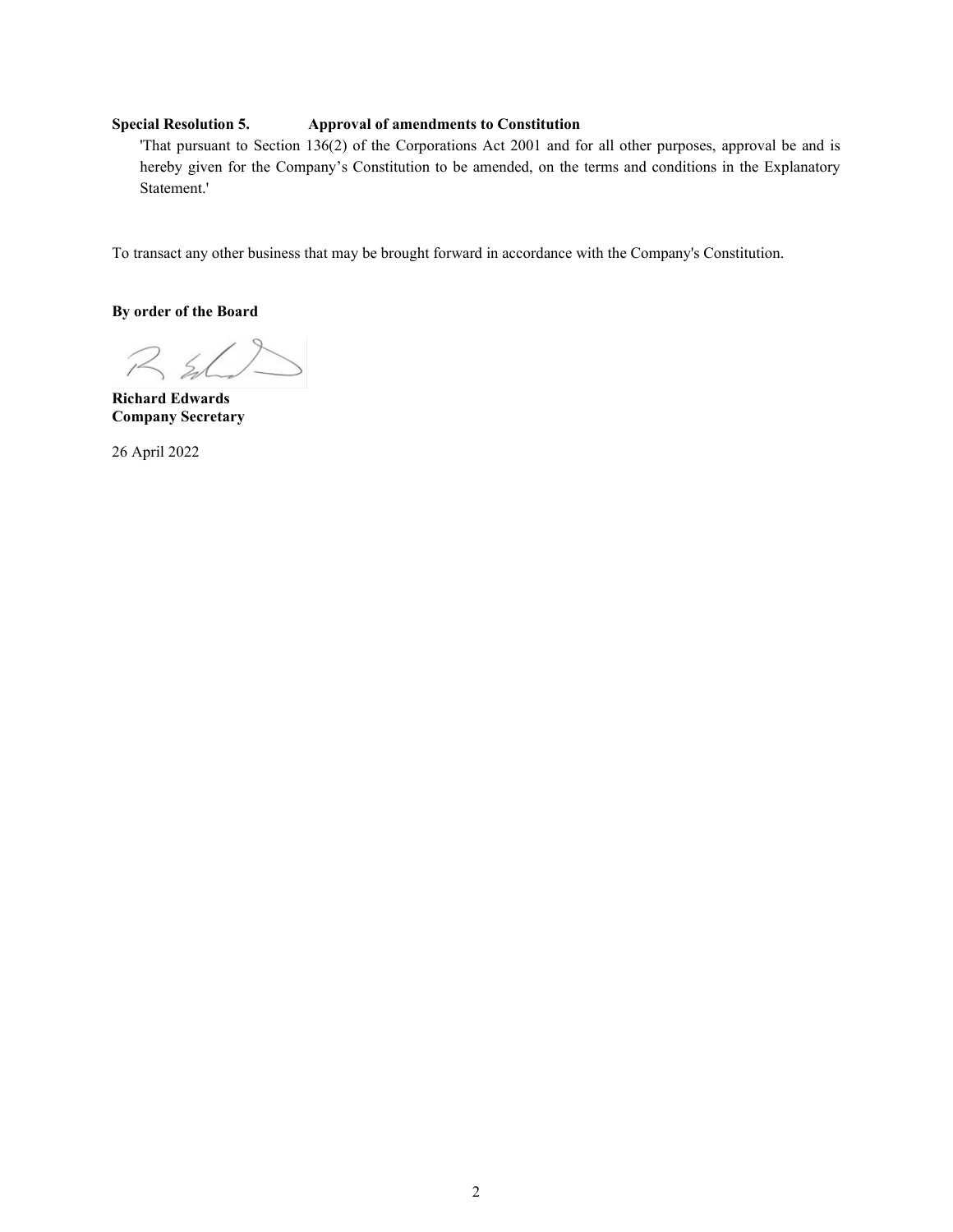**Special Resolution 5. Approval of amendments to Constitution**

'That pursuant to Section 136(2) of the Corporations Act 2001 and for all other purposes, approval be and is hereby given for the Company's Constitution to be amended, on the terms and conditions in the Explanatory Statement.'

To transact any other business that may be brought forward in accordance with the Company's Constitution.

**By order of the Board**

**Richard Edwards**
**Company Secretary**

26 April 2022